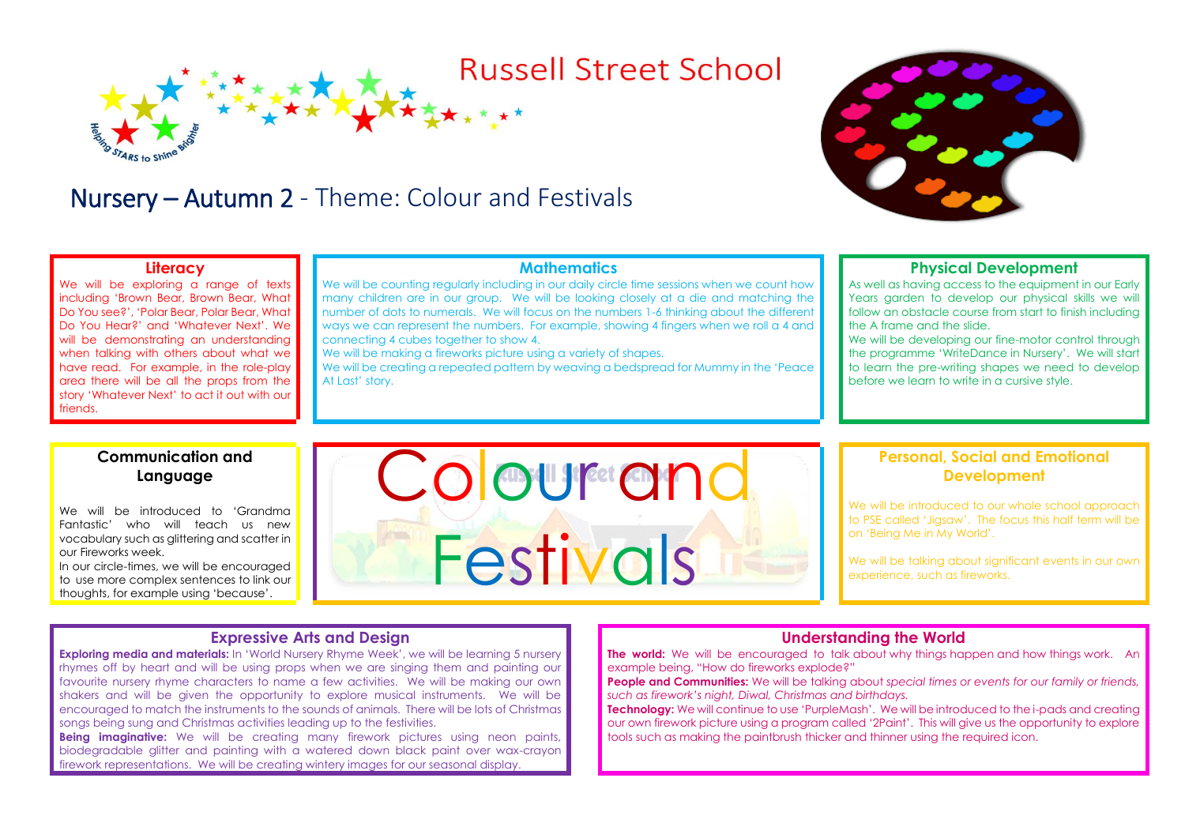# Russell Street School

Helping STARS to Shine Brighter

## Nursery – Autumn 2 - Theme: Colour and Festivals

### Literacy

We will be exploring a range of texts including 'Brown Bear, Brown Bear, What Do You see?', 'Polar Bear, Polar Bear, What Do You Hear?' and 'Whatever Next'. We will be demonstrating an understanding when talking with others about what we have read. For example, in the role-play area there will be all the props from the story 'Whatever Next' to act it out with our friends.

### Mathematics

We will be counting regularly including in our daily circle time sessions when we count how many children are in our group. We will be looking closely at a die and matching the number of dots to numerals. We will focus on the numbers 1-6 thinking about the different ways we can represent the numbers. For example, showing 4 fingers when we roll a 4 and connecting 4 cubes together to show 4.

We will be making a fireworks picture using a variety of shapes.

We will be creating a repeated pattern by weaving a bedspread for Mummy in the 'Peace At Last' story.

### Physical Development

As well as having access to the equipment in our Early Years garden to develop our physical skills we will follow an obstacle course from start to finish including the A frame and the slide.

We will be developing our fine-motor control through the programme 'WriteDance in Nursery'. We will start to learn the pre-writing shapes we need to develop before we learn to write in a cursive style.

### Communication and Language

We will be introduced to 'Grandma Fantastic' who will teach us new vocabulary such as glittering and scatter in our Fireworks week.

In our circle-times, we will be encouraged to use more complex sentences to link our thoughts, for example using 'because'.

Colour and Festivals

### Personal, Social and Emotional Development

We will be introduced to our whole school approach to PSE called 'Jigsaw'. The focus this half term will be on 'Being Me in My World'.

We will be talking about significant events in our own experience, such as fireworks.

### Expressive Arts and Design

**Exploring media and materials:** In 'World Nursery Rhyme Week', we will be learning 5 nursery rhymes off by heart and will be using props when we are singing them and painting our favourite nursery rhyme characters to name a few activities. We will be making our own shakers and will be given the opportunity to explore musical instruments. We will be encouraged to match the instruments to the sounds of animals. There will be lots of Christmas songs being sung and Christmas activities leading up to the festivities.

**Being imaginative:** We will be creating many firework pictures using neon paints, biodegradable glitter and painting with a watered down black paint over wax-crayon firework representations. We will be creating wintery images for our seasonal display.

### Understanding the World

**The world:** We will be encouraged to talk about why things happen and how things work. An example being, "How do fireworks explode?"

**People and Communities:** We will be talking about *special times or events for our family or friends, such as firework's night, Diwal, Christmas and birthdays.*

**Technology:** We will continue to use 'PurpleMash'. We will be introduced to the i-pads and creating our own firework picture using a program called '2Paint'. This will give us the opportunity to explore tools such as making the paintbrush thicker and thinner using the required icon.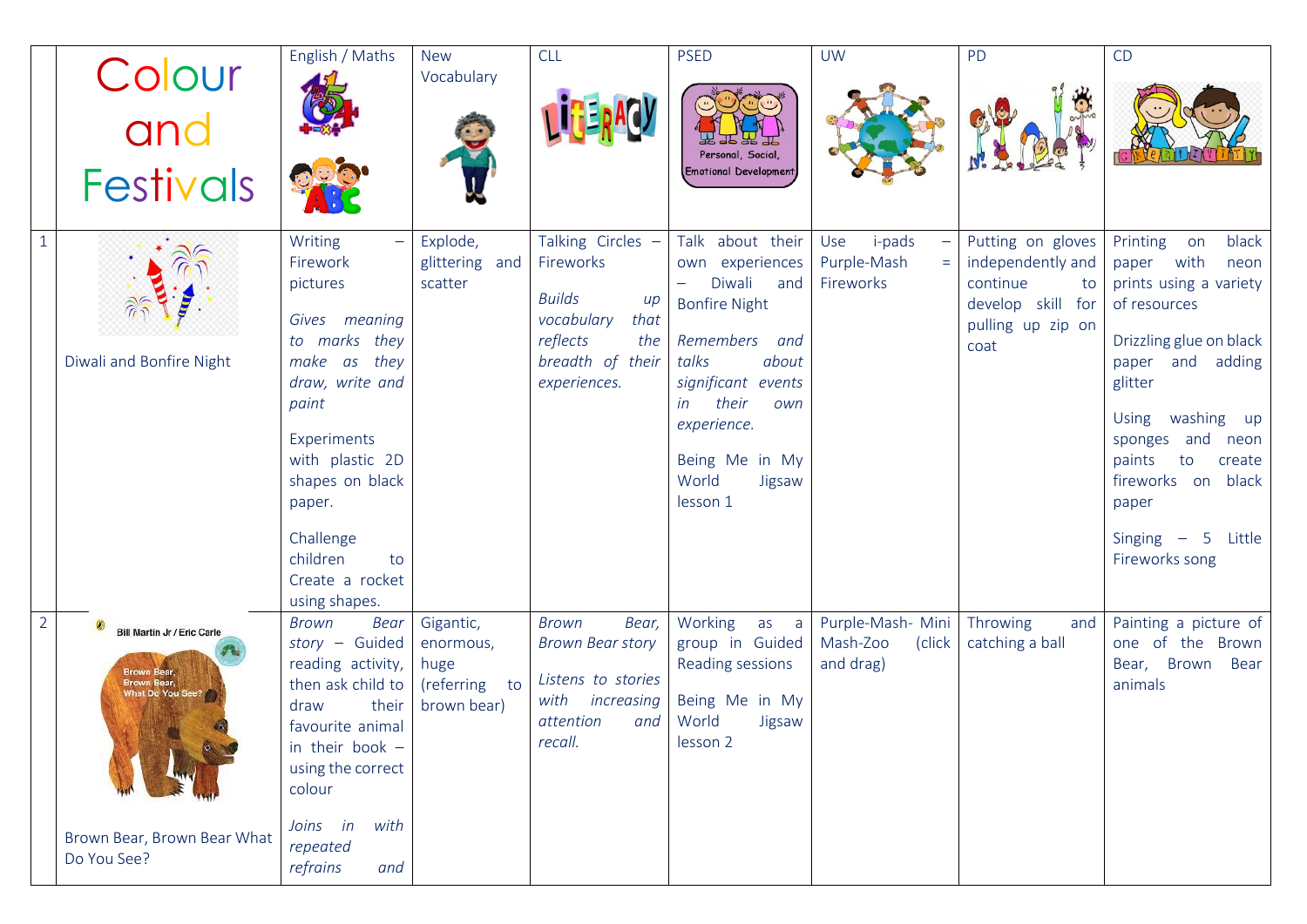| | Colour and Festivals | English / Maths | New Vocabulary | CLL | PSED | UW | PD | CD |
|---|---|---|---|---|---|---|---|---|
| 1 | Diwali and Bonfire Night | Writing – Firework pictures<br><br>*Gives meaning to marks they make as they draw, write and paint*<br><br>Experiments with plastic 2D shapes on black paper.<br><br>Challenge children to Create a rocket using shapes. | Explode, glittering and scatter | Talking Circles – Fireworks<br><br>*Builds up vocabulary that reflects the breadth of their experiences.* | Talk about their own experiences – Diwali and Bonfire Night<br><br>*Remembers and talks about significant events in their own experience.*<br><br>Being Me in My World Jigsaw lesson 1 | Use i-pads – Purple-Mash = Fireworks | Putting on gloves independently and continue to develop skill for pulling up zip on coat | Printing on black paper with neon prints using a variety of resources<br><br>Drizzling glue on black paper and adding glitter<br><br>Using washing up sponges and neon paints to create fireworks on black paper<br><br>Singing – 5 Little Fireworks song |
| 2 | Bill Martin Jr / Eric Carle<br>Brown Bear, Brown Bear, What Do You See?<br><br>Brown Bear, Brown Bear What Do You See? | *Brown Bear story* – Guided reading activity, then ask child to draw their favourite animal in their book – using the correct colour<br><br>*Joins in with repeated refrains and* | Gigantic, enormous, huge (referring to brown bear) | *Brown Bear, Brown Bear story*<br><br>*Listens to stories with increasing attention and recall.* | Working as a group in Guided Reading sessions<br><br>Being Me in My World Jigsaw lesson 2 | Purple-Mash- Mini Mash-Zoo (click and drag) | Throwing and catching a ball | Painting a picture of one of the Brown Bear, Brown Bear animals |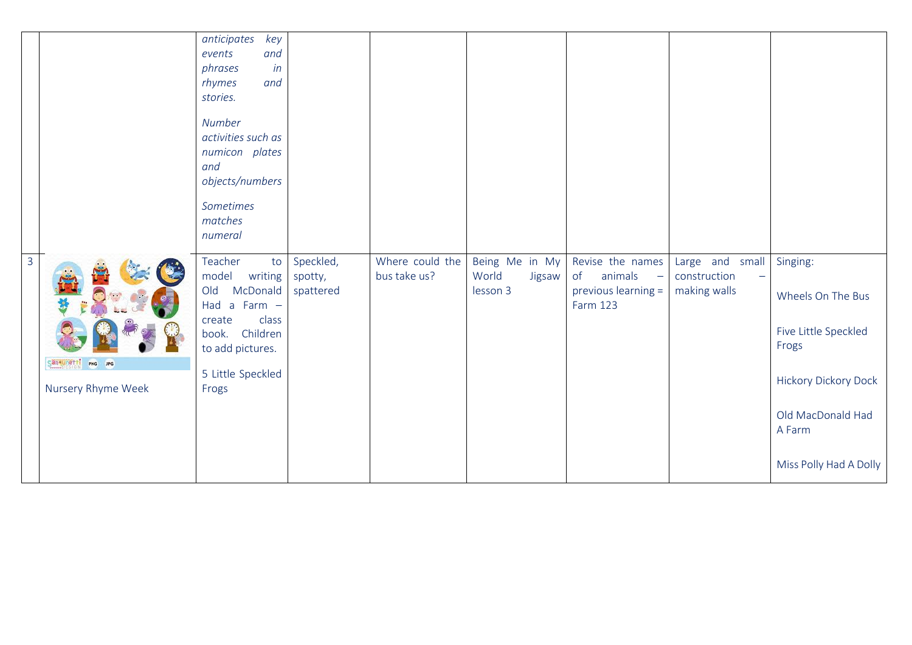|  |  |  |  |  |  |  |  |  |
|---|---|---|---|---|---|---|---|---|
|  |  | *anticipates key events and phrases in rhymes and stories.*<br><br>*Number activities such as numicon plates and objects/numbers*<br><br>*Sometimes matches numeral* |  |  |  |  |  |  |
| 3 | Nursery Rhyme Week | Teacher to model writing Old McDonald Had a Farm – create class book. Children to add pictures.<br><br>5 Little Speckled Frogs | Speckled, spotty, spattered | Where could the bus take us? | Being Me in My World Jigsaw lesson 3 | Revise the names of animals – previous learning = Farm 123 | Large and small construction – making walls | Singing:<br><br>Wheels On The Bus<br><br>Five Little Speckled Frogs<br><br>Hickory Dickory Dock<br><br>Old MacDonald Had A Farm<br><br>Miss Polly Had A Dolly |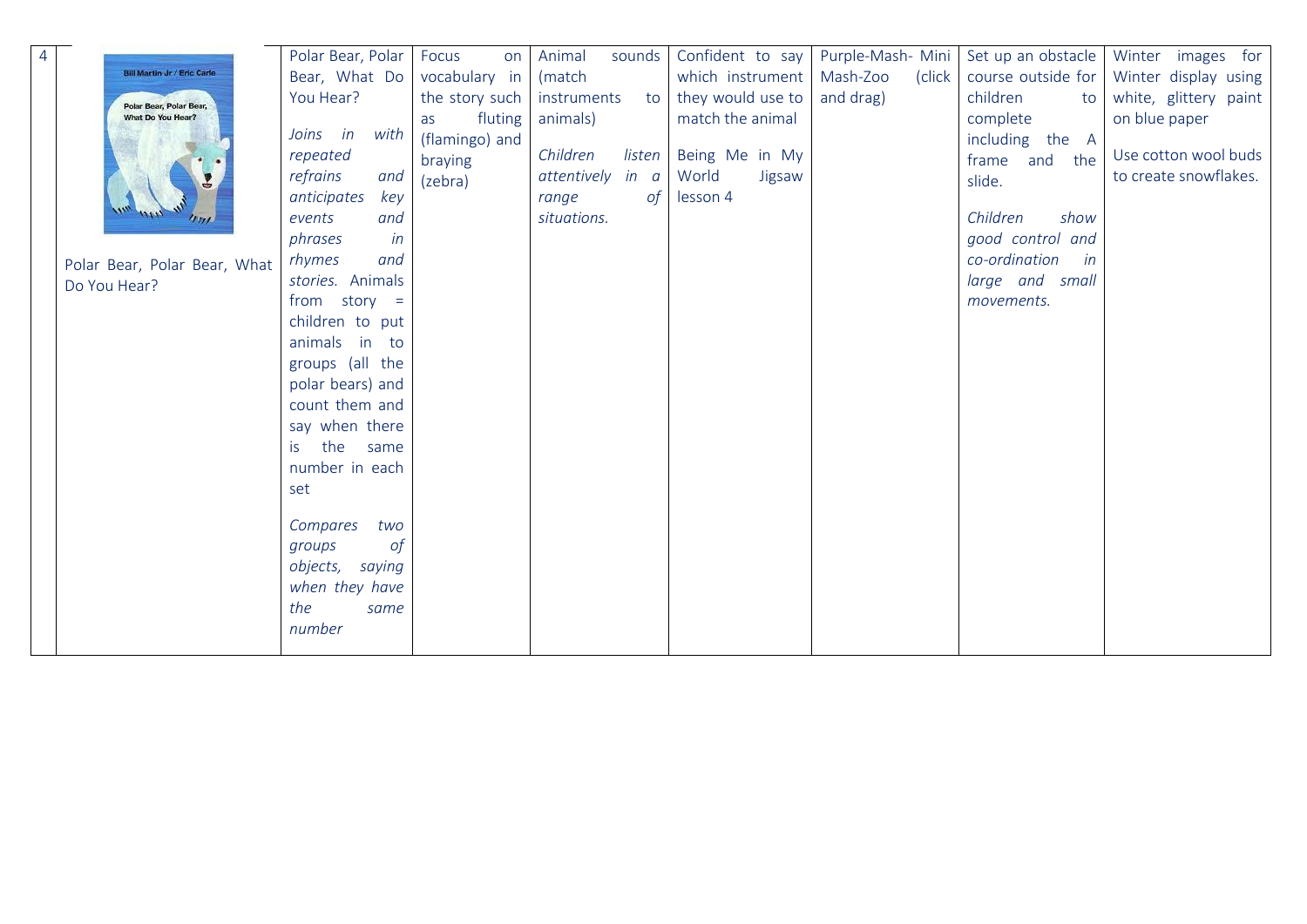| 4 | Bill Martin Jr / Eric Carle Polar Bear, Polar Bear, What Do You Hear? <br> Polar Bear, Polar Bear, What Do You Hear? | Polar Bear, Polar Bear, What Do You Hear? <br><br> *Joins in with repeated refrains and anticipates key events and phrases in rhymes and stories.* Animals from story = children to put animals in to groups (all the polar bears) and count them and say when there is the same number in each set <br><br> *Compares two groups of objects, saying when they have the same number* | Focus on vocabulary in the story such as fluting (flamingo) and braying (zebra) | Animal sounds (match instruments to animals) <br><br> *Children listen attentively in a range of situations.* | Confident to say which instrument they would use to match the animal <br><br> Being Me in My World Jigsaw lesson 4 | Purple-Mash- Mini Mash-Zoo (click and drag) | Set up an obstacle course outside for children to complete including the A frame and the slide. <br><br> *Children show good control and co-ordination in large and small movements.* | Winter images for Winter display using white, glittery paint on blue paper <br><br> Use cotton wool buds to create snowflakes. |
|---|---|---|---|---|---|---|---|---|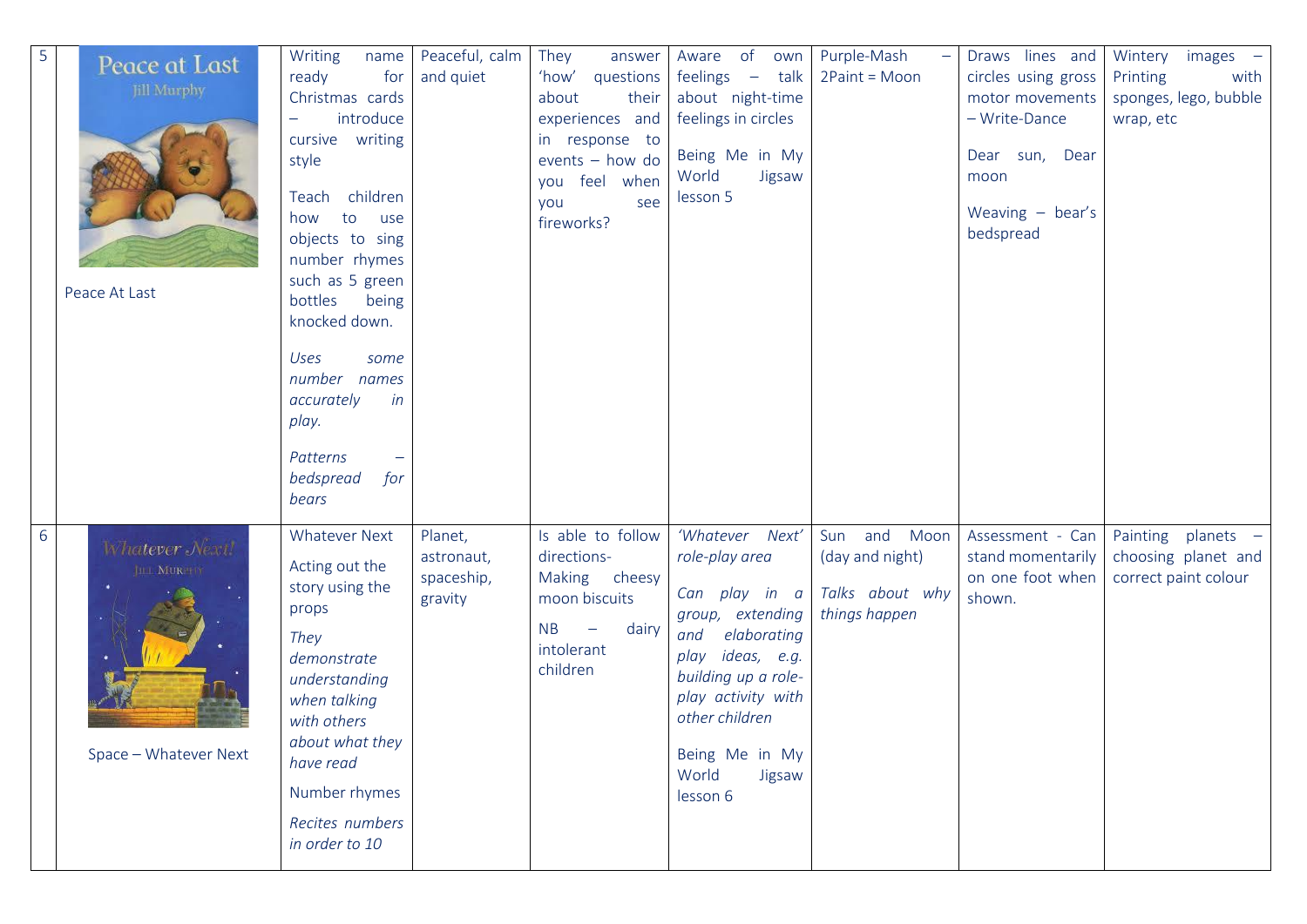| 5 | Peace At Last | Writing name ready for Christmas cards – introduce cursive writing style<br><br>Teach children how to use objects to sing number rhymes such as 5 green bottles being knocked down.<br><br>*Uses some number names accurately in play.*<br><br>*Patterns – bedspread for bears* | Peaceful, calm and quiet | They answer 'how' questions about their experiences and in response to events – how do you feel when you see fireworks? | Aware of own feelings – talk about night-time feelings in circles<br><br>Being Me in My World Jigsaw lesson 5 | Purple-Mash – 2Paint = Moon | Draws lines and circles using gross motor movements – Write-Dance<br><br>Dear sun, Dear moon<br><br>Weaving – bear's bedspread | Wintery images – Printing with sponges, lego, bubble wrap, etc |
|---|---|---|---|---|---|---|---|---|
| 6 | Space – Whatever Next | Whatever Next<br><br>Acting out the story using the props<br><br>*They demonstrate understanding when talking with others about what they have read*<br><br>Number rhymes<br><br>*Recites numbers in order to 10* | Planet, astronaut, spaceship, gravity | Is able to follow directions-<br>Making cheesy moon biscuits<br><br>NB – dairy intolerant children | *'Whatever Next' role-play area*<br><br>*Can play in a group, extending and elaborating play ideas, e.g. building up a role-play activity with other children*<br><br>Being Me in My World Jigsaw lesson 6 | Sun and Moon (day and night)<br><br>*Talks about why things happen* | Assessment - Can stand momentarily on one foot when shown. | Painting planets – choosing planet and correct paint colour |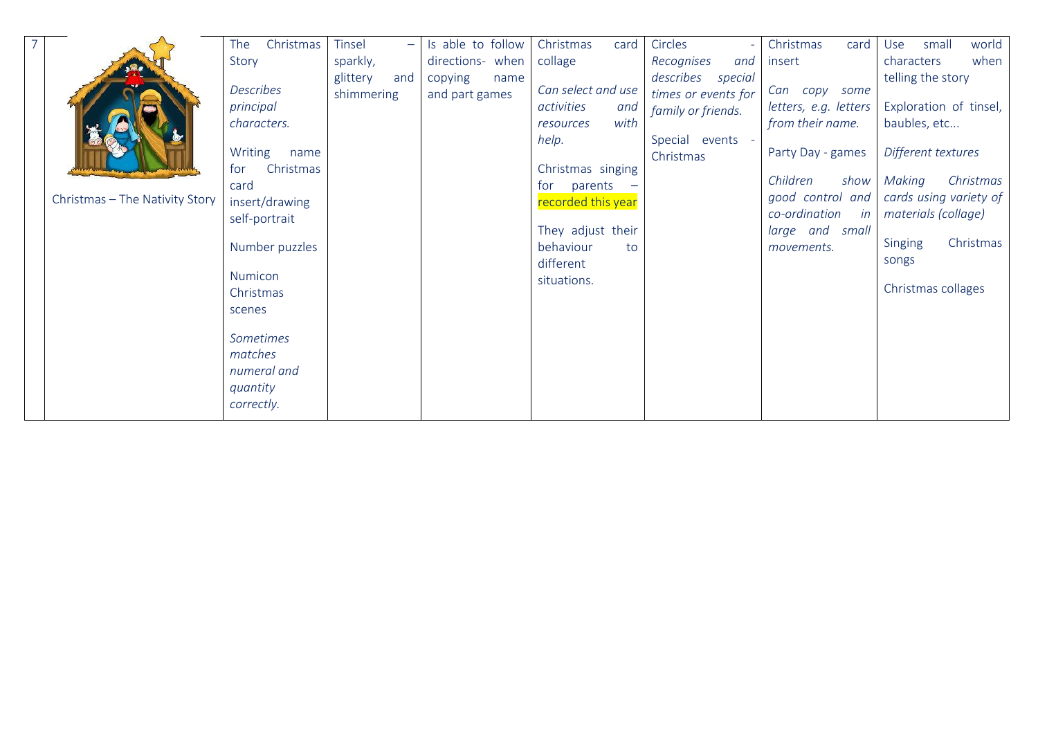| | | | | | | | | |
|---|---|---|---|---|---|---|---|---|
| 7 | Christmas – The Nativity Story | The Christmas Story<br><br>*Describes principal characters.*<br><br>Writing name for Christmas card insert/drawing self-portrait<br><br>Number puzzles<br><br>Numicon Christmas scenes<br><br>*Sometimes matches numeral and quantity correctly.* | Tinsel – sparkly, glittery and shimmering | Is able to follow directions- when copying name and part games | Christmas card collage<br><br>*Can select and use activities and resources with help.*<br><br>Christmas singing for parents – recorded this year<br><br>They adjust their behaviour to different situations. | Circles - *Recognises and describes special times or events for family or friends.*<br><br>Special events - Christmas | Christmas card insert<br><br>*Can copy some letters, e.g. letters from their name.*<br><br>Party Day - games<br><br>*Children show good control and co-ordination in large and small movements.* | Use small world characters when telling the story<br><br>Exploration of tinsel, baubles, etc...<br><br>*Different textures*<br><br>*Making Christmas cards using variety of materials (collage)*<br><br>Singing Christmas songs<br><br>Christmas collages |